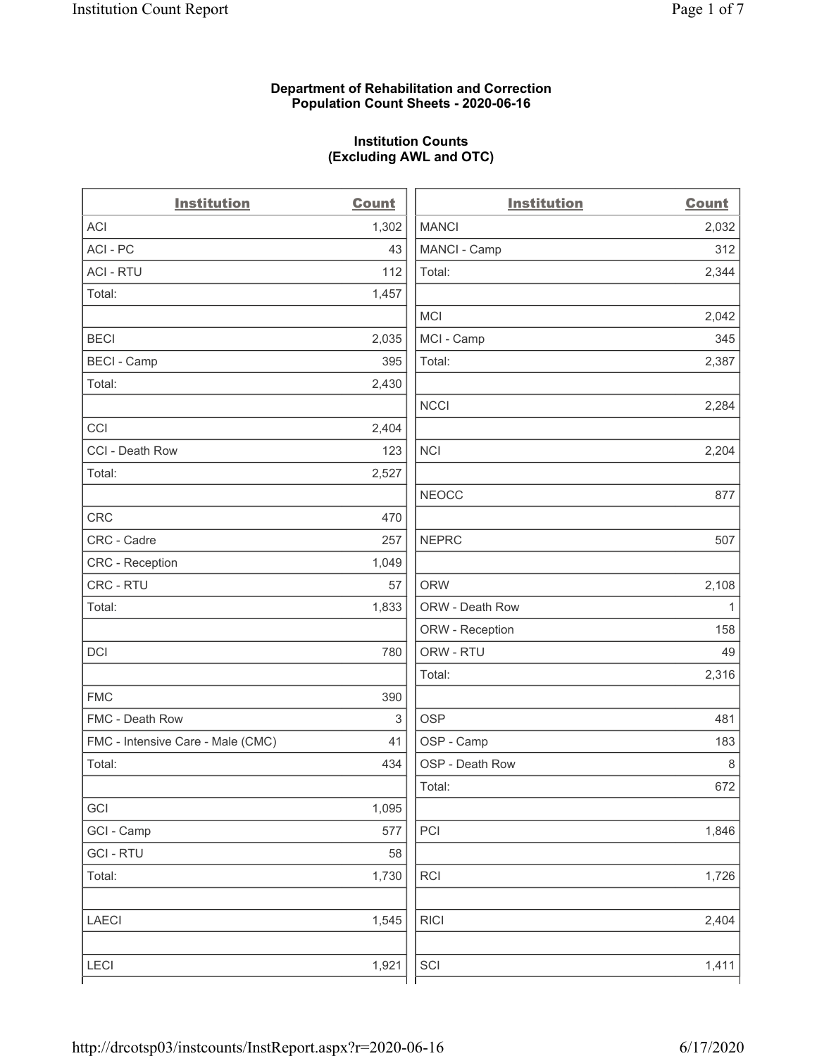**Department of Rehabilitation and Correction**
**Population Count Sheets - 2020-06-16**

**Institution Counts**
**(Excluding AWL and OTC)**

| Institution | Count | Institution | Count |
|---|---|---|---|
| ACI | 1,302 | MANCI | 2,032 |
| ACI - PC | 43 | MANCI - Camp | 312 |
| ACI - RTU | 112 | Total: | 2,344 |
| Total: | 1,457 | | |
| | | MCI | 2,042 |
| BECI | 2,035 | MCI - Camp | 345 |
| BECI - Camp | 395 | Total: | 2,387 |
| Total: | 2,430 | | |
| | | NCCI | 2,284 |
| CCI | 2,404 | | |
| CCI - Death Row | 123 | NCI | 2,204 |
| Total: | 2,527 | | |
| | | NEOCC | 877 |
| CRC | 470 | | |
| CRC - Cadre | 257 | NEPRC | 507 |
| CRC - Reception | 1,049 | | |
| CRC - RTU | 57 | ORW | 2,108 |
| Total: | 1,833 | ORW - Death Row | 1 |
| | | ORW - Reception | 158 |
| DCI | 780 | ORW - RTU | 49 |
| | | Total: | 2,316 |
| FMC | 390 | | |
| FMC - Death Row | 3 | OSP | 481 |
| FMC - Intensive Care - Male (CMC) | 41 | OSP - Camp | 183 |
| Total: | 434 | OSP - Death Row | 8 |
| | | Total: | 672 |
| GCI | 1,095 | | |
| GCI - Camp | 577 | PCI | 1,846 |
| GCI - RTU | 58 | | |
| Total: | 1,730 | RCI | 1,726 |
| | | | |
| LAECI | 1,545 | RICI | 2,404 |
| | | | |
| LECI | 1,921 | SCI | 1,411 |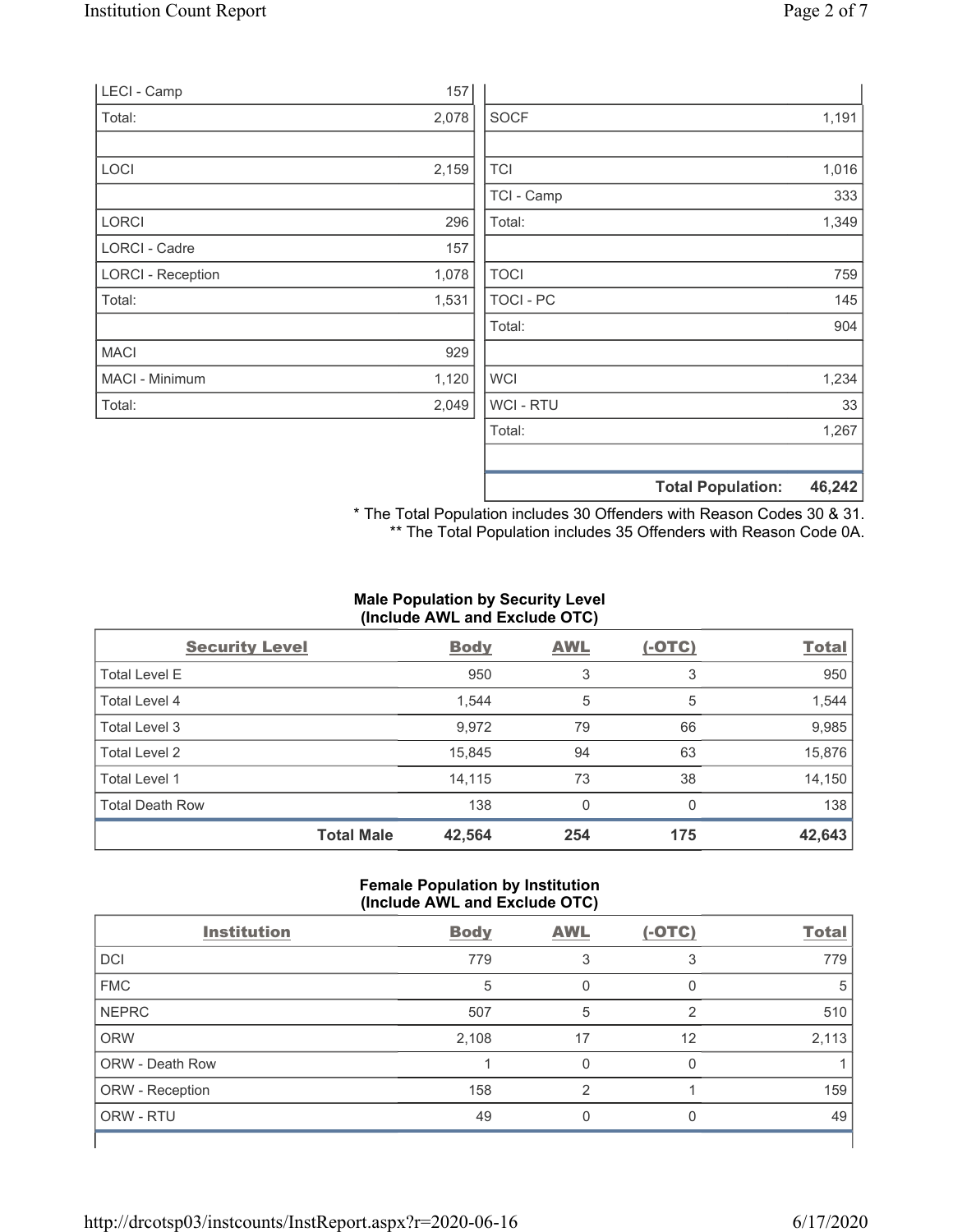| | |
|---|---|
| LECI - Camp | 157 |
| Total: | 2,078 |
| | |
| LOCI | 2,159 |
| | |
| LORCI | 296 |
| LORCI - Cadre | 157 |
| LORCI - Reception | 1,078 |
| Total: | 1,531 |
| | |
| MACI | 929 |
| MACI - Minimum | 1,120 |
| Total: | 2,049 |

| | |
|---|---|
| | |
| SOCF | 1,191 |
| | |
| TCI | 1,016 |
| TCI - Camp | 333 |
| Total: | 1,349 |
| | |
| TOCI | 759 |
| TOCI - PC | 145 |
| Total: | 904 |
| | |
| WCI | 1,234 |
| WCI - RTU | 33 |
| Total: | 1,267 |
| | |
| **Total Population:** | **46,242** |

\* The Total Population includes 30 Offenders with Reason Codes 30 & 31.
\*\* The Total Population includes 35 Offenders with Reason Code 0A.

**Male Population by Security Level (Include AWL and Exclude OTC)**

| Security Level | Body | AWL | (-OTC) | Total |
|---|---|---|---|---|
| Total Level E | 950 | 3 | 3 | 950 |
| Total Level 4 | 1,544 | 5 | 5 | 1,544 |
| Total Level 3 | 9,972 | 79 | 66 | 9,985 |
| Total Level 2 | 15,845 | 94 | 63 | 15,876 |
| Total Level 1 | 14,115 | 73 | 38 | 14,150 |
| Total Death Row | 138 | 0 | 0 | 138 |
| **Total Male** | **42,564** | **254** | **175** | **42,643** |

**Female Population by Institution (Include AWL and Exclude OTC)**

| Institution | Body | AWL | (-OTC) | Total |
|---|---|---|---|---|
| DCI | 779 | 3 | 3 | 779 |
| FMC | 5 | 0 | 0 | 5 |
| NEPRC | 507 | 5 | 2 | 510 |
| ORW | 2,108 | 17 | 12 | 2,113 |
| ORW - Death Row | 1 | 0 | 0 | 1 |
| ORW - Reception | 158 | 2 | 1 | 159 |
| ORW - RTU | 49 | 0 | 0 | 49 |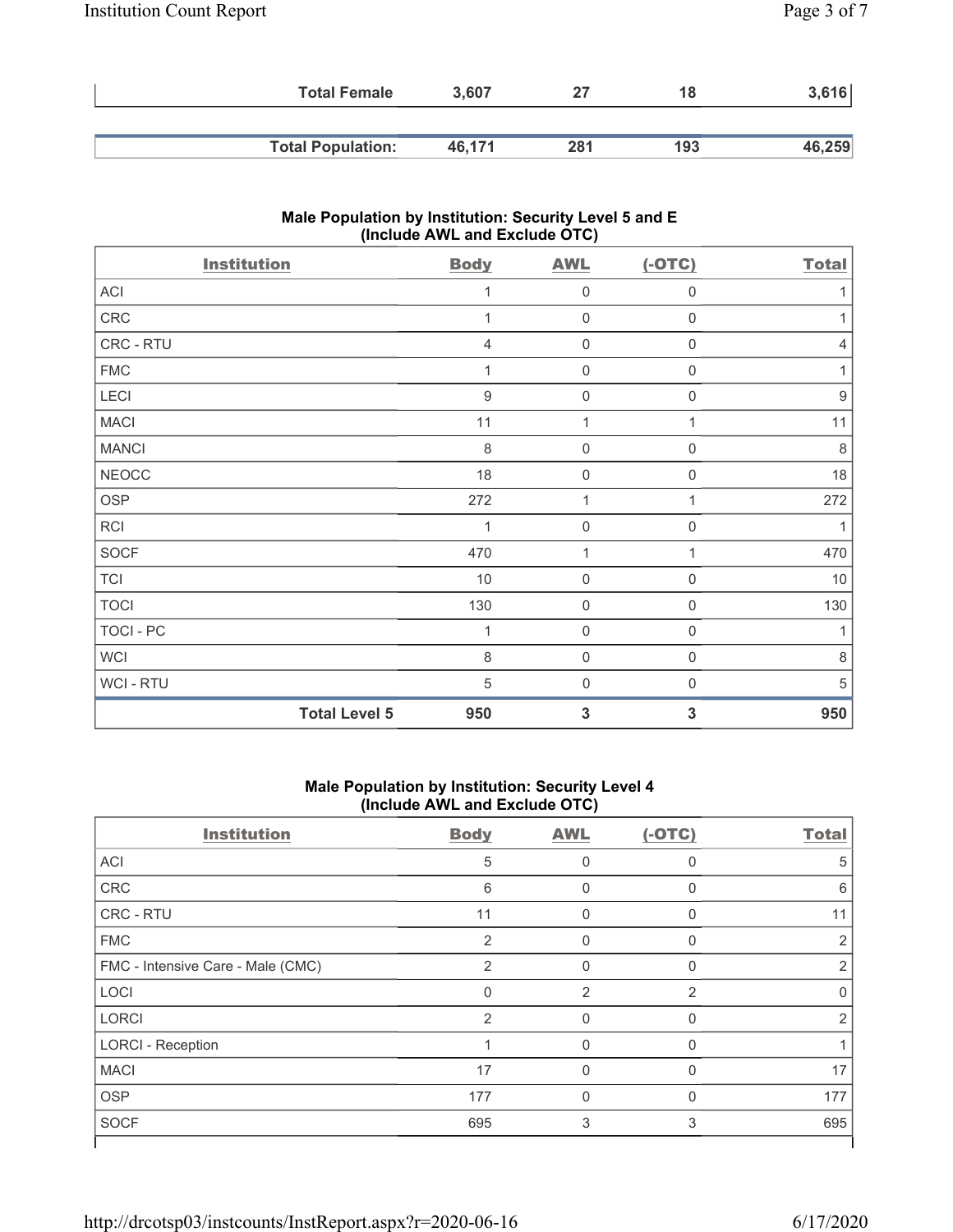| | Body | AWL | (-OTC) | Total |
|---|---|---|---|---|
| **Total Female** | 3,607 | 27 | 18 | 3,616 |
| **Total Population:** | 46,171 | 281 | 193 | 46,259 |

### Male Population by Institution: Security Level 5 and E (Include AWL and Exclude OTC)

| Institution | Body | AWL | (-OTC) | Total |
|---|---|---|---|---|
| ACI | 1 | 0 | 0 | 1 |
| CRC | 1 | 0 | 0 | 1 |
| CRC - RTU | 4 | 0 | 0 | 4 |
| FMC | 1 | 0 | 0 | 1 |
| LECI | 9 | 0 | 0 | 9 |
| MACI | 11 | 1 | 1 | 11 |
| MANCI | 8 | 0 | 0 | 8 |
| NEOCC | 18 | 0 | 0 | 18 |
| OSP | 272 | 1 | 1 | 272 |
| RCI | 1 | 0 | 0 | 1 |
| SOCF | 470 | 1 | 1 | 470 |
| TCI | 10 | 0 | 0 | 10 |
| TOCI | 130 | 0 | 0 | 130 |
| TOCI - PC | 1 | 0 | 0 | 1 |
| WCI | 8 | 0 | 0 | 8 |
| WCI - RTU | 5 | 0 | 0 | 5 |
| **Total Level 5** | **950** | **3** | **3** | **950** |

### Male Population by Institution: Security Level 4 (Include AWL and Exclude OTC)

| Institution | Body | AWL | (-OTC) | Total |
|---|---|---|---|---|
| ACI | 5 | 0 | 0 | 5 |
| CRC | 6 | 0 | 0 | 6 |
| CRC - RTU | 11 | 0 | 0 | 11 |
| FMC | 2 | 0 | 0 | 2 |
| FMC - Intensive Care - Male (CMC) | 2 | 0 | 0 | 2 |
| LOCI | 0 | 2 | 2 | 0 |
| LORCI | 2 | 0 | 0 | 2 |
| LORCI - Reception | 1 | 0 | 0 | 1 |
| MACI | 17 | 0 | 0 | 17 |
| OSP | 177 | 0 | 0 | 177 |
| SOCF | 695 | 3 | 3 | 695 |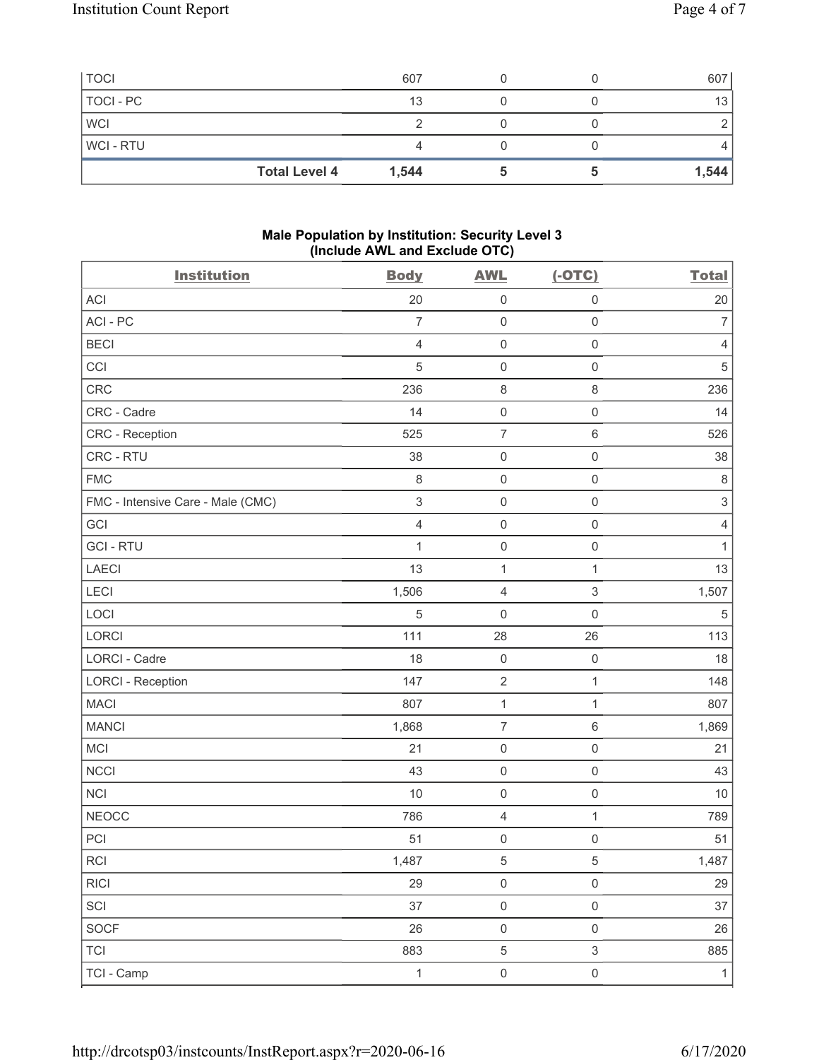| TOCI | 607 | 0 | 0 | 607 |
|---|---|---|---|---|
| TOCI - PC | 13 | 0 | 0 | 13 |
| WCI | 2 | 0 | 0 | 2 |
| WCI - RTU | 4 | 0 | 0 | 4 |
| **Total Level 4** | **1,544** | **5** | **5** | **1,544** |

### Male Population by Institution: Security Level 3 (Include AWL and Exclude OTC)

| Institution | Body | AWL | (-OTC) | Total |
|---|---|---|---|---|
| ACI | 20 | 0 | 0 | 20 |
| ACI - PC | 7 | 0 | 0 | 7 |
| BECI | 4 | 0 | 0 | 4 |
| CCI | 5 | 0 | 0 | 5 |
| CRC | 236 | 8 | 8 | 236 |
| CRC - Cadre | 14 | 0 | 0 | 14 |
| CRC - Reception | 525 | 7 | 6 | 526 |
| CRC - RTU | 38 | 0 | 0 | 38 |
| FMC | 8 | 0 | 0 | 8 |
| FMC - Intensive Care - Male (CMC) | 3 | 0 | 0 | 3 |
| GCI | 4 | 0 | 0 | 4 |
| GCI - RTU | 1 | 0 | 0 | 1 |
| LAECI | 13 | 1 | 1 | 13 |
| LECI | 1,506 | 4 | 3 | 1,507 |
| LOCI | 5 | 0 | 0 | 5 |
| LORCI | 111 | 28 | 26 | 113 |
| LORCI - Cadre | 18 | 0 | 0 | 18 |
| LORCI - Reception | 147 | 2 | 1 | 148 |
| MACI | 807 | 1 | 1 | 807 |
| MANCI | 1,868 | 7 | 6 | 1,869 |
| MCI | 21 | 0 | 0 | 21 |
| NCCI | 43 | 0 | 0 | 43 |
| NCI | 10 | 0 | 0 | 10 |
| NEOCC | 786 | 4 | 1 | 789 |
| PCI | 51 | 0 | 0 | 51 |
| RCI | 1,487 | 5 | 5 | 1,487 |
| RICI | 29 | 0 | 0 | 29 |
| SCI | 37 | 0 | 0 | 37 |
| SOCF | 26 | 0 | 0 | 26 |
| TCI | 883 | 5 | 3 | 885 |
| TCI - Camp | 1 | 0 | 0 | 1 |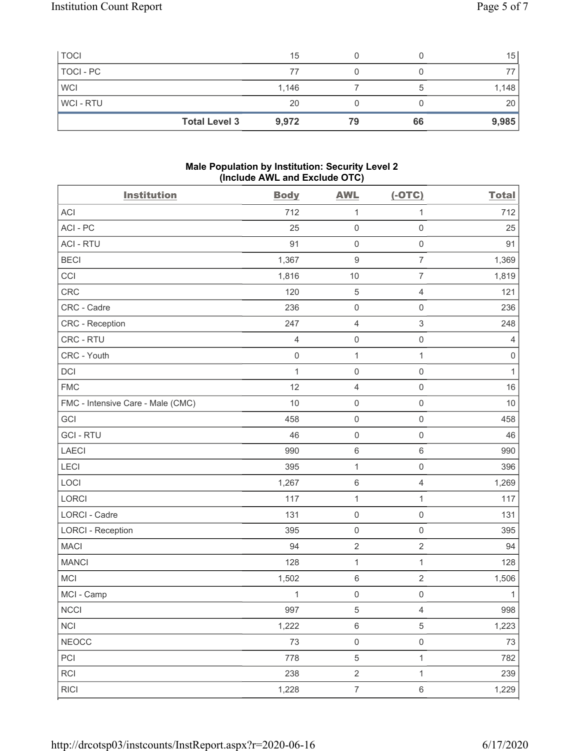| TOCI | 15 | 0 | 0 | 15 |
|---|---|---|---|---|
| TOCI - PC | 77 | 0 | 0 | 77 |
| WCI | 1,146 | 7 | 5 | 1,148 |
| WCI - RTU | 20 | 0 | 0 | 20 |
| **Total Level 3** | **9,972** | **79** | **66** | **9,985** |

### Male Population by Institution: Security Level 2 (Include AWL and Exclude OTC)

| Institution | Body | AWL | (-OTC) | Total |
|---|---|---|---|---|
| ACI | 712 | 1 | 1 | 712 |
| ACI - PC | 25 | 0 | 0 | 25 |
| ACI - RTU | 91 | 0 | 0 | 91 |
| BECI | 1,367 | 9 | 7 | 1,369 |
| CCI | 1,816 | 10 | 7 | 1,819 |
| CRC | 120 | 5 | 4 | 121 |
| CRC - Cadre | 236 | 0 | 0 | 236 |
| CRC - Reception | 247 | 4 | 3 | 248 |
| CRC - RTU | 4 | 0 | 0 | 4 |
| CRC - Youth | 0 | 1 | 1 | 0 |
| DCI | 1 | 0 | 0 | 1 |
| FMC | 12 | 4 | 0 | 16 |
| FMC - Intensive Care - Male (CMC) | 10 | 0 | 0 | 10 |
| GCI | 458 | 0 | 0 | 458 |
| GCI - RTU | 46 | 0 | 0 | 46 |
| LAECI | 990 | 6 | 6 | 990 |
| LECI | 395 | 1 | 0 | 396 |
| LOCI | 1,267 | 6 | 4 | 1,269 |
| LORCI | 117 | 1 | 1 | 117 |
| LORCI - Cadre | 131 | 0 | 0 | 131 |
| LORCI - Reception | 395 | 0 | 0 | 395 |
| MACI | 94 | 2 | 2 | 94 |
| MANCI | 128 | 1 | 1 | 128 |
| MCI | 1,502 | 6 | 2 | 1,506 |
| MCI - Camp | 1 | 0 | 0 | 1 |
| NCCI | 997 | 5 | 4 | 998 |
| NCI | 1,222 | 6 | 5 | 1,223 |
| NEOCC | 73 | 0 | 0 | 73 |
| PCI | 778 | 5 | 1 | 782 |
| RCI | 238 | 2 | 1 | 239 |
| RICI | 1,228 | 7 | 6 | 1,229 |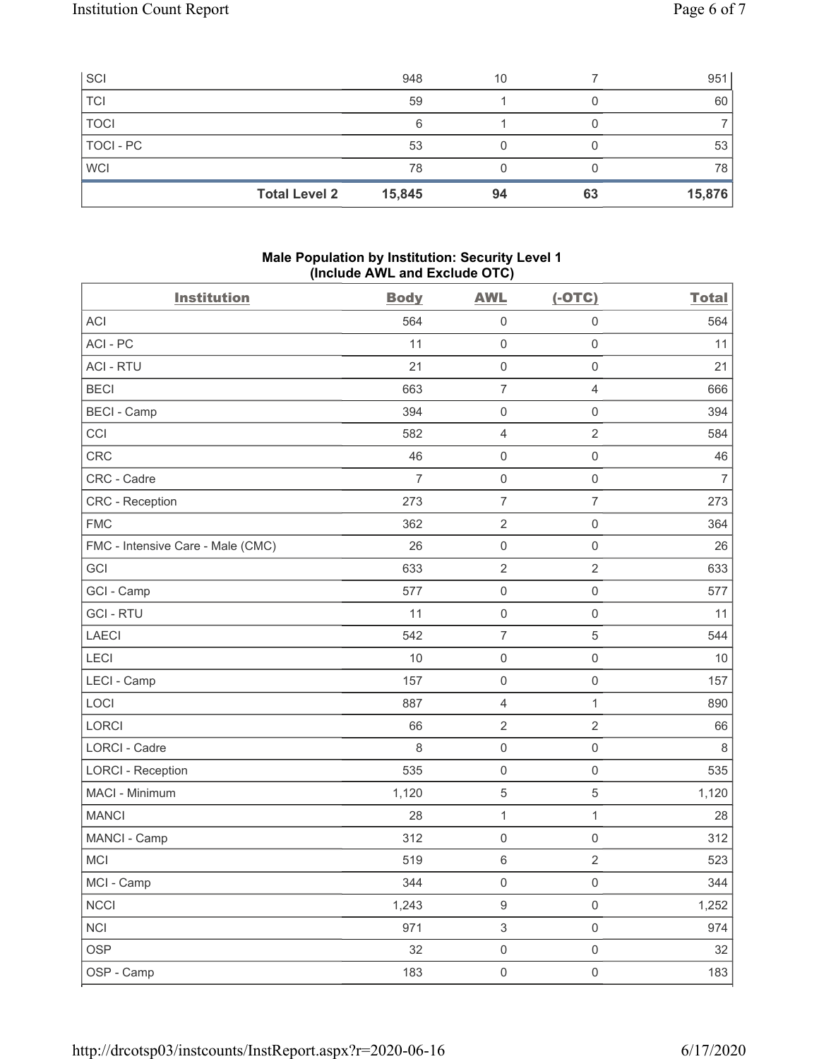| | Body | AWL | (-OTC) | Total |
|---|---|---|---|---|
| SCI | 948 | 10 | 7 | 951 |
| TCI | 59 | 1 | 0 | 60 |
| TOCI | 6 | 1 | 0 | 7 |
| TOCI - PC | 53 | 0 | 0 | 53 |
| WCI | 78 | 0 | 0 | 78 |
| **Total Level 2** | **15,845** | **94** | **63** | **15,876** |

## Male Population by Institution: Security Level 1 (Include AWL and Exclude OTC)

| Institution | Body | AWL | (-OTC) | Total |
|---|---|---|---|---|
| ACI | 564 | 0 | 0 | 564 |
| ACI - PC | 11 | 0 | 0 | 11 |
| ACI - RTU | 21 | 0 | 0 | 21 |
| BECI | 663 | 7 | 4 | 666 |
| BECI - Camp | 394 | 0 | 0 | 394 |
| CCI | 582 | 4 | 2 | 584 |
| CRC | 46 | 0 | 0 | 46 |
| CRC - Cadre | 7 | 0 | 0 | 7 |
| CRC - Reception | 273 | 7 | 7 | 273 |
| FMC | 362 | 2 | 0 | 364 |
| FMC - Intensive Care - Male (CMC) | 26 | 0 | 0 | 26 |
| GCI | 633 | 2 | 2 | 633 |
| GCI - Camp | 577 | 0 | 0 | 577 |
| GCI - RTU | 11 | 0 | 0 | 11 |
| LAECI | 542 | 7 | 5 | 544 |
| LECI | 10 | 0 | 0 | 10 |
| LECI - Camp | 157 | 0 | 0 | 157 |
| LOCI | 887 | 4 | 1 | 890 |
| LORCI | 66 | 2 | 2 | 66 |
| LORCI - Cadre | 8 | 0 | 0 | 8 |
| LORCI - Reception | 535 | 0 | 0 | 535 |
| MACI - Minimum | 1,120 | 5 | 5 | 1,120 |
| MANCI | 28 | 1 | 1 | 28 |
| MANCI - Camp | 312 | 0 | 0 | 312 |
| MCI | 519 | 6 | 2 | 523 |
| MCI - Camp | 344 | 0 | 0 | 344 |
| NCCI | 1,243 | 9 | 0 | 1,252 |
| NCI | 971 | 3 | 0 | 974 |
| OSP | 32 | 0 | 0 | 32 |
| OSP - Camp | 183 | 0 | 0 | 183 |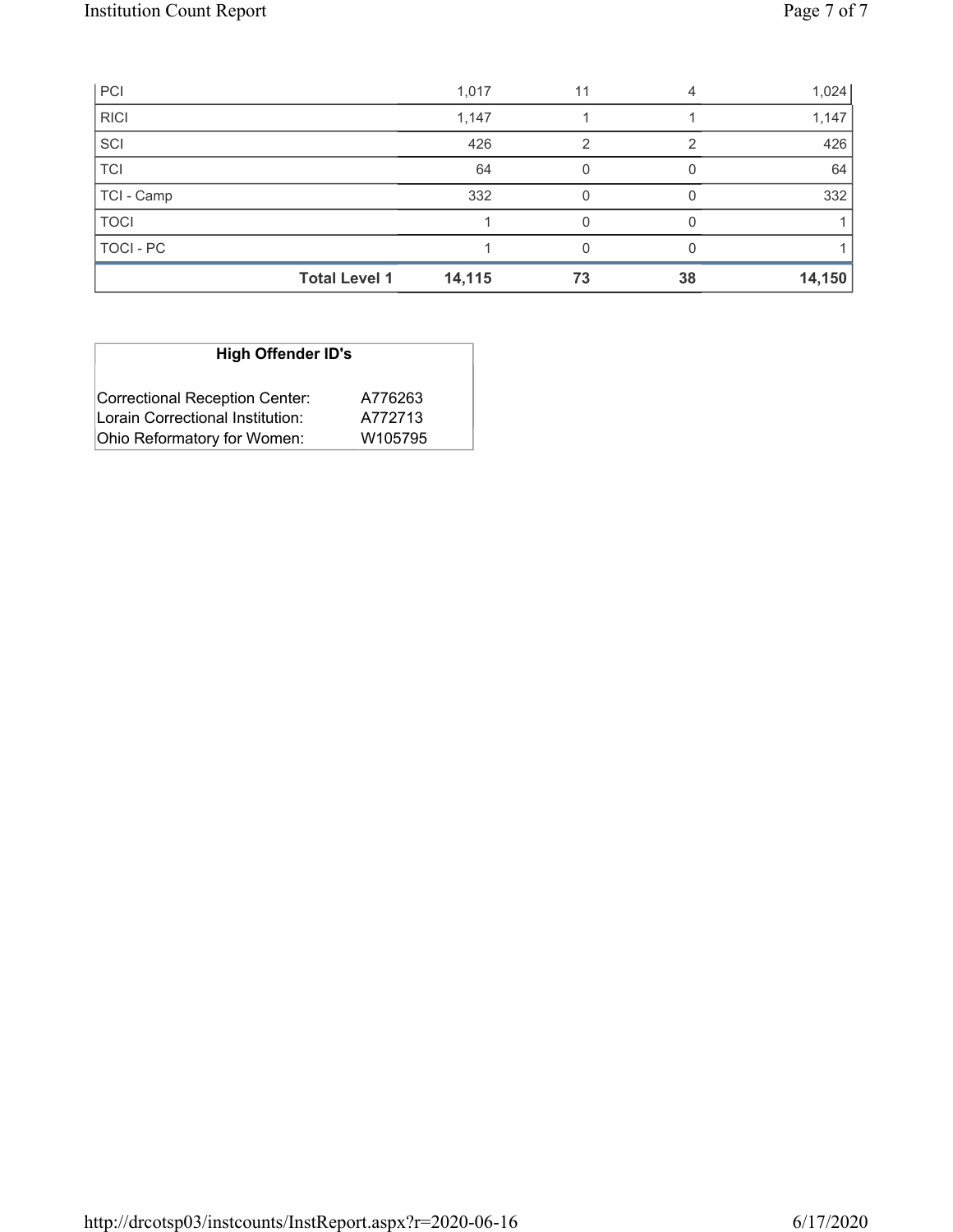| | | | | |
|---|---|---|---|---|
| PCI | 1,017 | 11 | 4 | 1,024 |
| RICI | 1,147 | 1 | 1 | 1,147 |
| SCI | 426 | 2 | 2 | 426 |
| TCI | 64 | 0 | 0 | 64 |
| TCI - Camp | 332 | 0 | 0 | 332 |
| TOCI | 1 | 0 | 0 | 1 |
| TOCI - PC | 1 | 0 | 0 | 1 |
| **Total Level 1** | **14,115** | **73** | **38** | **14,150** |

| High Offender ID's | |
|---|---|
| Correctional Reception Center: | A776263 |
| Lorain Correctional Institution: | A772713 |
| Ohio Reformatory for Women: | W105795 |